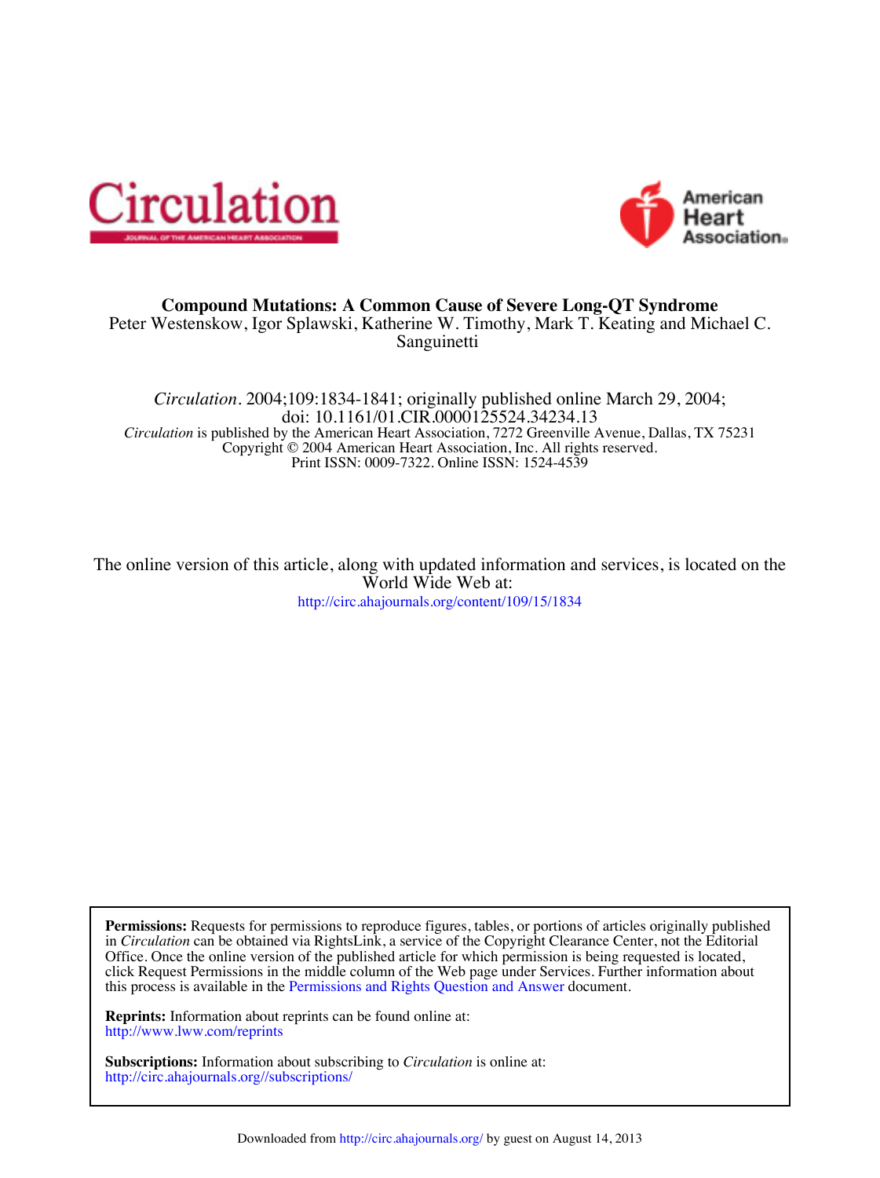# Compound Mutations: A Common Cause of Severe Long-QT Syndrome

Peter Westenskow, Igor Splawski, Katherine W. Timothy, Mark T. Keating and Michael C. Sanguinetti

*Circulation*. 2004;109:1834-1841; originally published online March 29, 2004;
doi: 10.1161/01.CIR.0000125524.34234.13
*Circulation* is published by the American Heart Association, 7272 Greenville Avenue, Dallas, TX 75231
Copyright © 2004 American Heart Association, Inc. All rights reserved.
Print ISSN: 0009-7322. Online ISSN: 1524-4539

The online version of this article, along with updated information and services, is located on the World Wide Web at:
http://circ.ahajournals.org/content/109/15/1834

**Permissions:** Requests for permissions to reproduce figures, tables, or portions of articles originally published in *Circulation* can be obtained via RightsLink, a service of the Copyright Clearance Center, not the Editorial Office. Once the online version of the published article for which permission is being requested is located, click Request Permissions in the middle column of the Web page under Services. Further information about this process is available in the Permissions and Rights Question and Answer document.

**Reprints:** Information about reprints can be found online at:
http://www.lww.com/reprints

**Subscriptions:** Information about subscribing to *Circulation* is online at:
http://circ.ahajournals.org//subscriptions/

Downloaded from http://circ.ahajournals.org/ by guest on August 14, 2013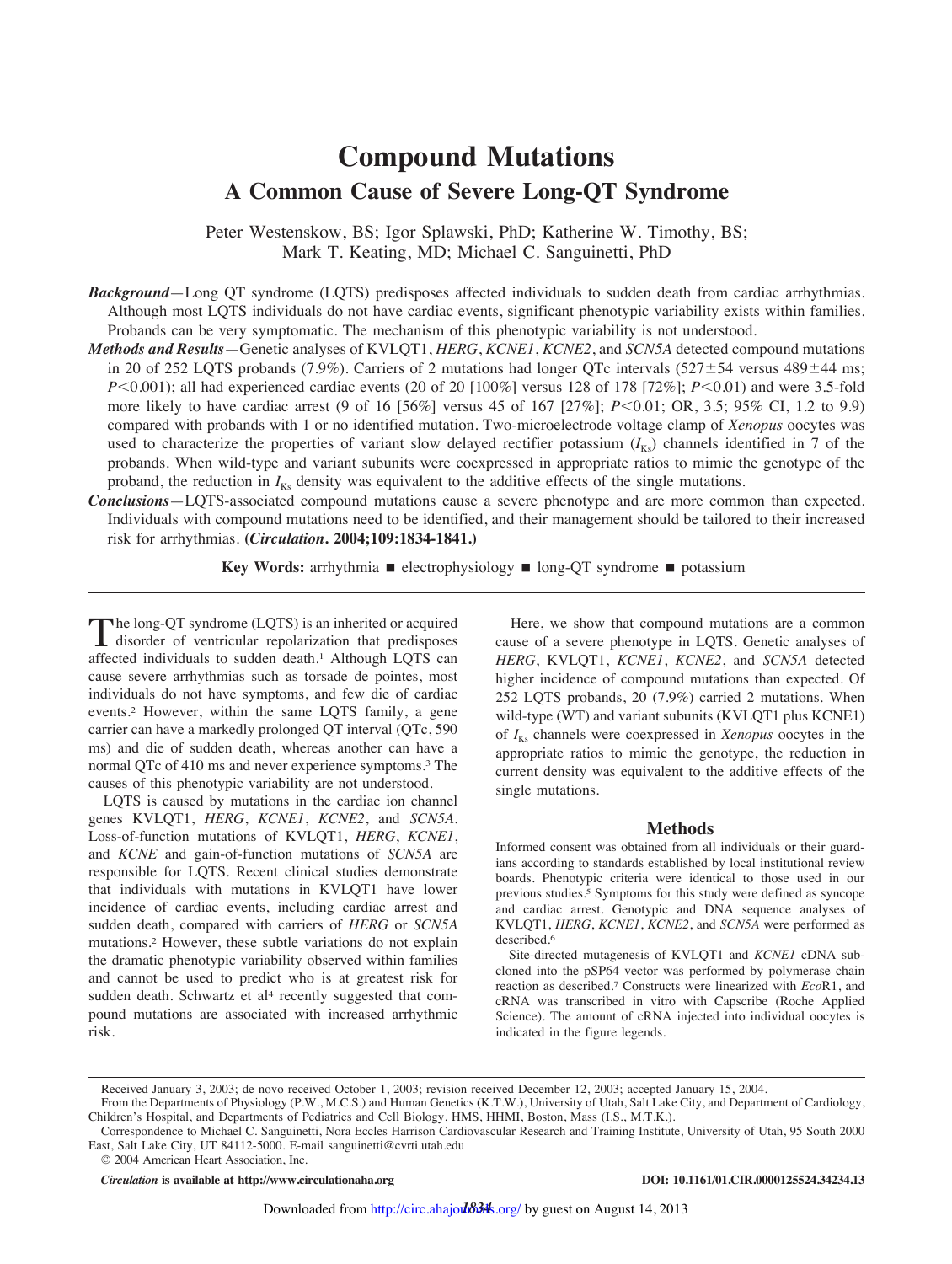# Compound Mutations

## A Common Cause of Severe Long-QT Syndrome

Peter Westenskow, BS; Igor Splawski, PhD; Katherine W. Timothy, BS; Mark T. Keating, MD; Michael C. Sanguinetti, PhD

***Background*****—**Long QT syndrome (LQTS) predisposes affected individuals to sudden death from cardiac arrhythmias. Although most LQTS individuals do not have cardiac events, significant phenotypic variability exists within families. Probands can be very symptomatic. The mechanism of this phenotypic variability is not understood.

***Methods and Results*****—**Genetic analyses of KVLQT1, *HERG*, *KCNE1*, *KCNE2*, and *SCN5A* detected compound mutations in 20 of 252 LQTS probands (7.9%). Carriers of 2 mutations had longer QTc intervals (527±54 versus 489±44 ms; $P<0.001$); all had experienced cardiac events (20 of 20 [100%] versus 128 of 178 [72%]; $P<0.01$) and were 3.5-fold more likely to have cardiac arrest (9 of 16 [56%] versus 45 of 167 [27%]; $P<0.01$; OR, 3.5; 95% CI, 1.2 to 9.9) compared with probands with 1 or no identified mutation. Two-microelectrode voltage clamp of *Xenopus* oocytes was used to characterize the properties of variant slow delayed rectifier potassium ($I_{Ks}$) channels identified in 7 of the probands. When wild-type and variant subunits were coexpressed in appropriate ratios to mimic the genotype of the proband, the reduction in $I_{Ks}$ density was equivalent to the additive effects of the single mutations.

***Conclusions*****—**LQTS-associated compound mutations cause a severe phenotype and are more common than expected. Individuals with compound mutations need to be identified, and their management should be tailored to their increased risk for arrhythmias. **(*Circulation*. 2004;109:1834-1841.)**

**Key Words:** arrhythmia ■ electrophysiology ■ long-QT syndrome ■ potassium

The long-QT syndrome (LQTS) is an inherited or acquired disorder of ventricular repolarization that predisposes affected individuals to sudden death.[1] Although LQTS can cause severe arrhythmias such as torsade de pointes, most individuals do not have symptoms, and few die of cardiac events.[2] However, within the same LQTS family, a gene carrier can have a markedly prolonged QT interval (QTc, 590 ms) and die of sudden death, whereas another can have a normal QTc of 410 ms and never experience symptoms.[3] The causes of this phenotypic variability are not understood.

LQTS is caused by mutations in the cardiac ion channel genes KVLQT1, *HERG*, *KCNE1*, *KCNE2*, and *SCN5A*. Loss-of-function mutations of KVLQT1, *HERG*, *KCNE1*, and *KCNE* and gain-of-function mutations of *SCN5A* are responsible for LQTS. Recent clinical studies demonstrate that individuals with mutations in KVLQT1 have lower incidence of cardiac events, including cardiac arrest and sudden death, compared with carriers of *HERG* or *SCN5A* mutations.[2] However, these subtle variations do not explain the dramatic phenotypic variability observed within families and cannot be used to predict who is at greatest risk for sudden death. Schwartz et al[4] recently suggested that compound mutations are associated with increased arrhythmic risk.

Here, we show that compound mutations are a common cause of a severe phenotype in LQTS. Genetic analyses of *HERG*, KVLQT1, *KCNE1*, *KCNE2*, and *SCN5A* detected higher incidence of compound mutations than expected. Of 252 LQTS probands, 20 (7.9%) carried 2 mutations. When wild-type (WT) and variant subunits (KVLQT1 plus KCNE1) of $I_{Ks}$ channels were coexpressed in *Xenopus* oocytes in the appropriate ratios to mimic the genotype, the reduction in current density was equivalent to the additive effects of the single mutations.

## Methods

Informed consent was obtained from all individuals or their guardians according to standards established by local institutional review boards. Phenotypic criteria were identical to those used in our previous studies.[5] Symptoms for this study were defined as syncope and cardiac arrest. Genotypic and DNA sequence analyses of KVLQT1, *HERG*, *KCNE1*, *KCNE2*, and *SCN5A* were performed as described.[6]

Site-directed mutagenesis of KVLQT1 and *KCNE1* cDNA subcloned into the pSP64 vector was performed by polymerase chain reaction as described.[7] Constructs were linearized with *Eco*R1, and cRNA was transcribed in vitro with Capscribe (Roche Applied Science). The amount of cRNA injected into individual oocytes is indicated in the figure legends.

Received January 3, 2003; de novo received October 1, 2003; revision received December 12, 2003; accepted January 15, 2004.

From the Departments of Physiology (P.W., M.C.S.) and Human Genetics (K.T.W.), University of Utah, Salt Lake City, and Department of Cardiology, Children's Hospital, and Departments of Pediatrics and Cell Biology, HMS, HHMI, Boston, Mass (I.S., M.T.K.).

Correspondence to Michael C. Sanguinetti, Nora Eccles Harrison Cardiovascular Research and Training Institute, University of Utah, 95 South 2000 East, Salt Lake City, UT 84112-5000. E-mail sanguinetti@cvrti.utah.edu

© 2004 American Heart Association, Inc.

*Circulation* is available at http://www.circulationaha.org

DOI: 10.1161/01.CIR.0000125524.34234.13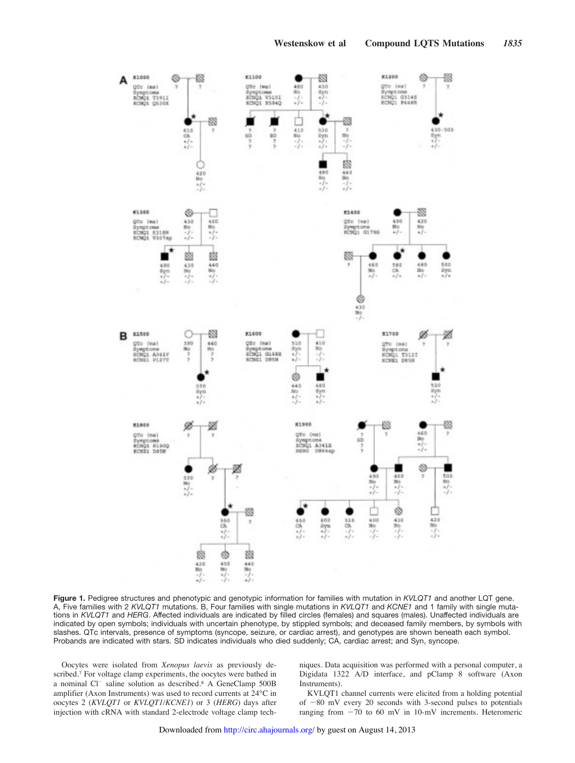**Figure 1.** Pedigree structures and phenotypic and genotypic information for families with mutation in *KVLQT1* and another LQT gene. A, Five families with 2 *KVLQT1* mutations. B, Four families with single mutations in *KVLQT1* and *KCNE1* and 1 family with single mutations in *KVLQT1* and *HERG*. Affected individuals are indicated by filled circles (females) and squares (males). Unaffected individuals are indicated by open symbols; individuals with uncertain phenotype, by stippled symbols; and deceased family members, by symbols with slashes. QTc intervals, presence of symptoms (syncope, seizure, or cardiac arrest), and genotypes are shown beneath each symbol. Probands are indicated with stars. SD indicates individuals who died suddenly; CA, cardiac arrest; and Syn, syncope.

Oocytes were isolated from *Xenopus laevis* as previously described.[7] For voltage clamp experiments, the oocytes were bathed in a nominal $Cl^-$ saline solution as described.[8] A GeneClamp 500B amplifier (Axon Instruments) was used to record currents at 24°C in oocytes 2 (*KVLQT1* or *KVLQT1*/*KCNE1*) or 3 (*HERG*) days after injection with cRNA with standard 2-electrode voltage clamp techniques. Data acquisition was performed with a personal computer, a Digidata 1322 A/D interface, and pClamp 8 software (Axon Instruments).

KVLQT1 channel currents were elicited from a holding potential of −80 mV every 20 seconds with 3-second pulses to potentials ranging from −70 to 60 mV in 10-mV increments. Heteromeric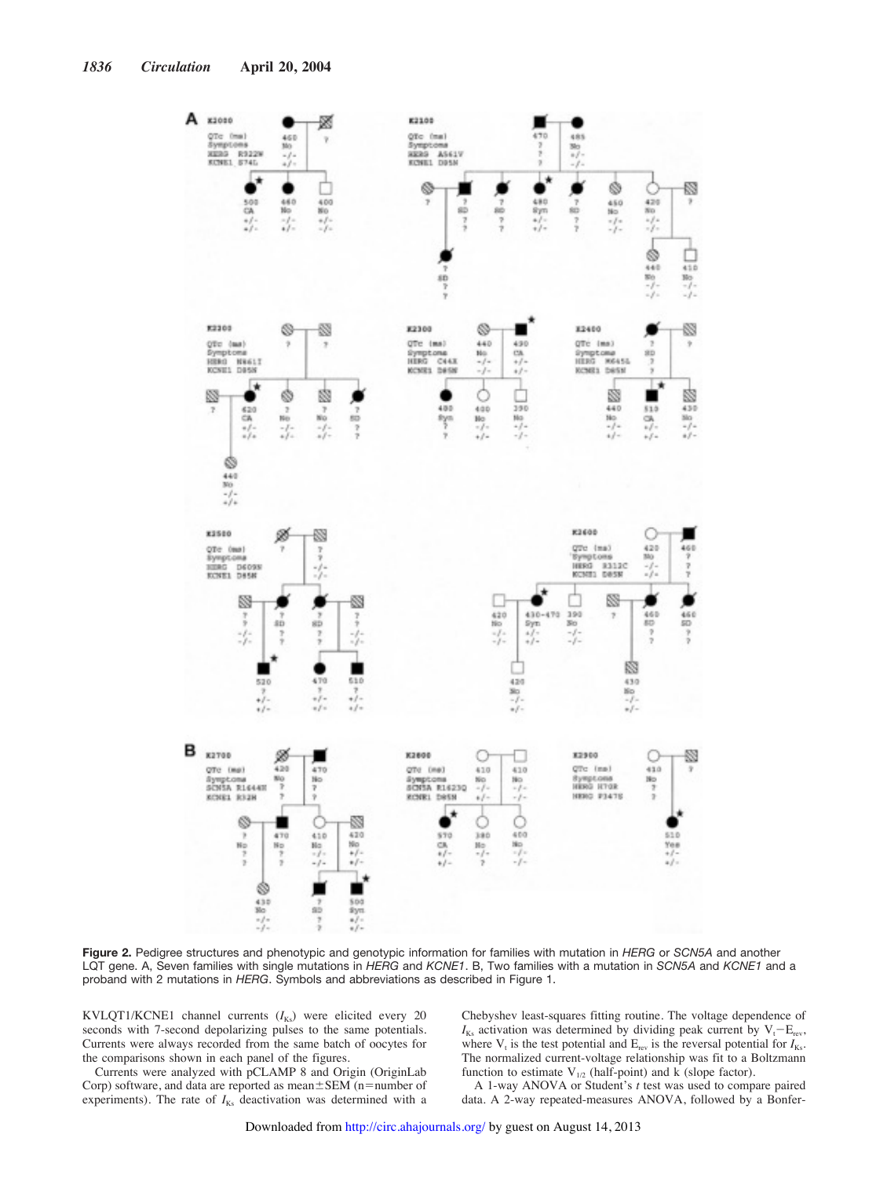**Figure 2.** Pedigree structures and phenotypic and genotypic information for families with mutation in *HERG* or *SCN5A* and another LQT gene. A, Seven families with single mutations in *HERG* and *KCNE1*. B, Two families with a mutation in *SCN5A* and *KCNE1* and a proband with 2 mutations in *HERG*. Symbols and abbreviations as described in Figure 1.

KVLQT1/KCNE1 channel currents ($I_{Ks}$) were elicited every 20 seconds with 7-second depolarizing pulses to the same potentials. Currents were always recorded from the same batch of oocytes for the comparisons shown in each panel of the figures.

Currents were analyzed with pCLAMP 8 and Origin (OriginLab Corp) software, and data are reported as mean±SEM (n=number of experiments). The rate of $I_{Ks}$ deactivation was determined with a Chebyshev least-squares fitting routine. The voltage dependence of $I_{Ks}$ activation was determined by dividing peak current by $V_t - E_{rev}$, where $V_t$ is the test potential and $E_{rev}$ is the reversal potential for $I_{Ks}$. The normalized current-voltage relationship was fit to a Boltzmann function to estimate $V_{1/2}$ (half-point) and k (slope factor).

A 1-way ANOVA or Student's *t* test was used to compare paired data. A 2-way repeated-measures ANOVA, followed by a Bonfer-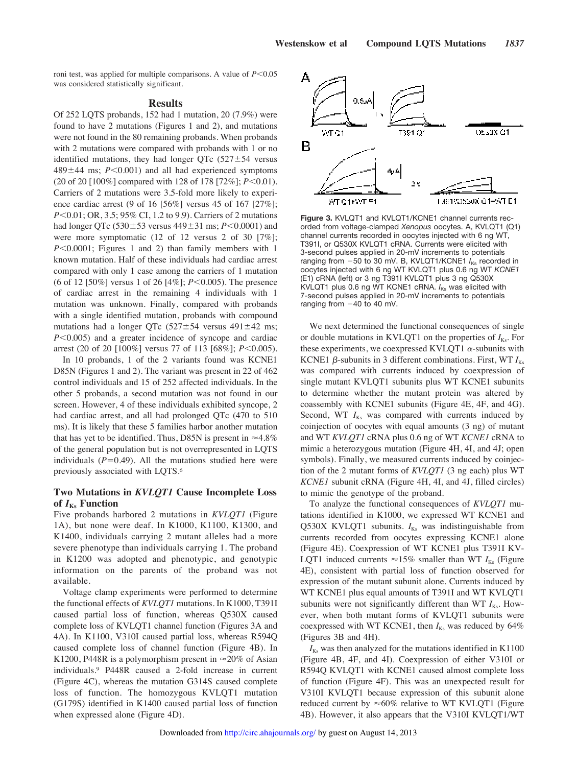roni test, was applied for multiple comparisons. A value of $P<0.05$ was considered statistically significant.

## Results

Of 252 LQTS probands, 152 had 1 mutation, 20 (7.9%) were found to have 2 mutations (Figures 1 and 2), and mutations were not found in the 80 remaining probands. When probands with 2 mutations were compared with probands with 1 or no identified mutations, they had longer QTc (527±54 versus 489±44 ms; $P<0.001$) and all had experienced symptoms (20 of 20 [100%] compared with 128 of 178 [72%]; $P<0.01$). Carriers of 2 mutations were 3.5-fold more likely to experience cardiac arrest (9 of 16 [56%] versus 45 of 167 [27%]; $P<0.01$; OR, 3.5; 95% CI, 1.2 to 9.9). Carriers of 2 mutations had longer QTc (530±53 versus 449±31 ms; $P<0.0001$) and were more symptomatic (12 of 12 versus 2 of 30 [7%]; $P<0.0001$; Figures 1 and 2) than family members with 1 known mutation. Half of these individuals had cardiac arrest compared with only 1 case among the carriers of 1 mutation (6 of 12 [50%] versus 1 of 26 [4%]; $P<0.005$). The presence of cardiac arrest in the remaining 4 individuals with 1 mutation was unknown. Finally, compared with probands with a single identified mutation, probands with compound mutations had a longer QTc (527±54 versus 491±42 ms; $P<0.005$) and a greater incidence of syncope and cardiac arrest (20 of 20 [100%] versus 77 of 113 [68%]; $P<0.005$).

In 10 probands, 1 of the 2 variants found was KCNE1 D85N (Figures 1 and 2). The variant was present in 22 of 462 control individuals and 15 of 252 affected individuals. In the other 5 probands, a second mutation was not found in our screen. However, 4 of these individuals exhibited syncope, 2 had cardiac arrest, and all had prolonged QTc (470 to 510 ms). It is likely that these 5 families harbor another mutation that has yet to be identified. Thus, D85N is present in ≈4.8% of the general population but is not overrepresented in LQTS individuals ($P=0.49$). All the mutations studied here were previously associated with LQTS.[6]

### Two Mutations in *KVLQT1* Cause Incomplete Loss of $I_{Ks}$ Function

Five probands harbored 2 mutations in *KVLQT1* (Figure 1A), but none were deaf. In K1000, K1100, K1300, and K1400, individuals carrying 2 mutant alleles had a more severe phenotype than individuals carrying 1. The proband in K1200 was adopted and phenotypic, and genotypic information on the parents of the proband was not available.

Voltage clamp experiments were performed to determine the functional effects of *KVLQT1* mutations. In K1000, T391I caused partial loss of function, whereas Q530X caused complete loss of KVLQT1 channel function (Figures 3A and 4A). In K1100, V310I caused partial loss, whereas R594Q caused complete loss of channel function (Figure 4B). In K1200, P448R is a polymorphism present in ≈20% of Asian individuals.[9] P448R caused a 2-fold increase in current (Figure 4C), whereas the mutation G314S caused complete loss of function. The homozygous KVLQT1 mutation (G179S) identified in K1400 caused partial loss of function when expressed alone (Figure 4D).

**Figure 3.** KVLQT1 and KVLQT1/KCNE1 channel currents recorded from voltage-clamped *Xenopus* oocytes. A, KVLQT1 (Q1) channel currents recorded in oocytes injected with 6 ng WT, T391I, or Q530X KVLQT1 cRNA. Currents were elicited with 3-second pulses applied in 20-mV increments to potentials ranging from −50 to 30 mV. B, KVLQT1/KCNE1 $I_{Ks}$ recorded in oocytes injected with 6 ng WT KVLQT1 plus 0.6 ng WT *KCNE1* (E1) cRNA (left) or 3 ng T391I KVLQT1 plus 3 ng Q530X KVLQT1 plus 0.6 ng WT KCNE1 cRNA. $I_{Ks}$ was elicited with 7-second pulses applied in 20-mV increments to potentials ranging from −40 to 40 mV.

We next determined the functional consequences of single or double mutations in KVLQT1 on the properties of $I_{Ks}$. For these experiments, we coexpressed KVLQT1 α-subunits with KCNE1 β-subunits in 3 different combinations. First, WT $I_{Ks}$ was compared with currents induced by coexpression of single mutant KVLQT1 subunits plus WT KCNE1 subunits to determine whether the mutant protein was altered by coassembly with KCNE1 subunits (Figure 4E, 4F, and 4G). Second, WT $I_{Ks}$ was compared with currents induced by coinjection of oocytes with equal amounts (3 ng) of mutant and WT *KVLQT1* cRNA plus 0.6 ng of WT *KCNE1* cRNA to mimic a heterozygous mutation (Figure 4H, 4I, and 4J; open symbols). Finally, we measured currents induced by coinjection of the 2 mutant forms of *KVLQT1* (3 ng each) plus WT *KCNE1* subunit cRNA (Figure 4H, 4I, and 4J, filled circles) to mimic the genotype of the proband.

To analyze the functional consequences of *KVLQT1* mutations identified in K1000, we expressed WT KCNE1 and Q530X KVLQT1 subunits. $I_{Ks}$ was indistinguishable from currents recorded from oocytes expressing KCNE1 alone (Figure 4E). Coexpression of WT KCNE1 plus T391I KVLQT1 induced currents ≈15% smaller than WT $I_{Ks}$ (Figure 4E), consistent with partial loss of function observed for expression of the mutant subunit alone. Currents induced by WT KCNE1 plus equal amounts of T391I and WT KVLQT1 subunits were not significantly different than WT $I_{Ks}$. However, when both mutant forms of KVLQT1 subunits were coexpressed with WT KCNE1, then $I_{Ks}$ was reduced by 64% (Figures 3B and 4H).

$I_{Ks}$ was then analyzed for the mutations identified in K1100 (Figure 4B, 4F, and 4I). Coexpression of either V310I or R594Q KVLQT1 with KCNE1 caused almost complete loss of function (Figure 4F). This was an unexpected result for V310I KVLQT1 because expression of this subunit alone reduced current by ≈60% relative to WT KVLQT1 (Figure 4B). However, it also appears that the V310I KVLQT1/WT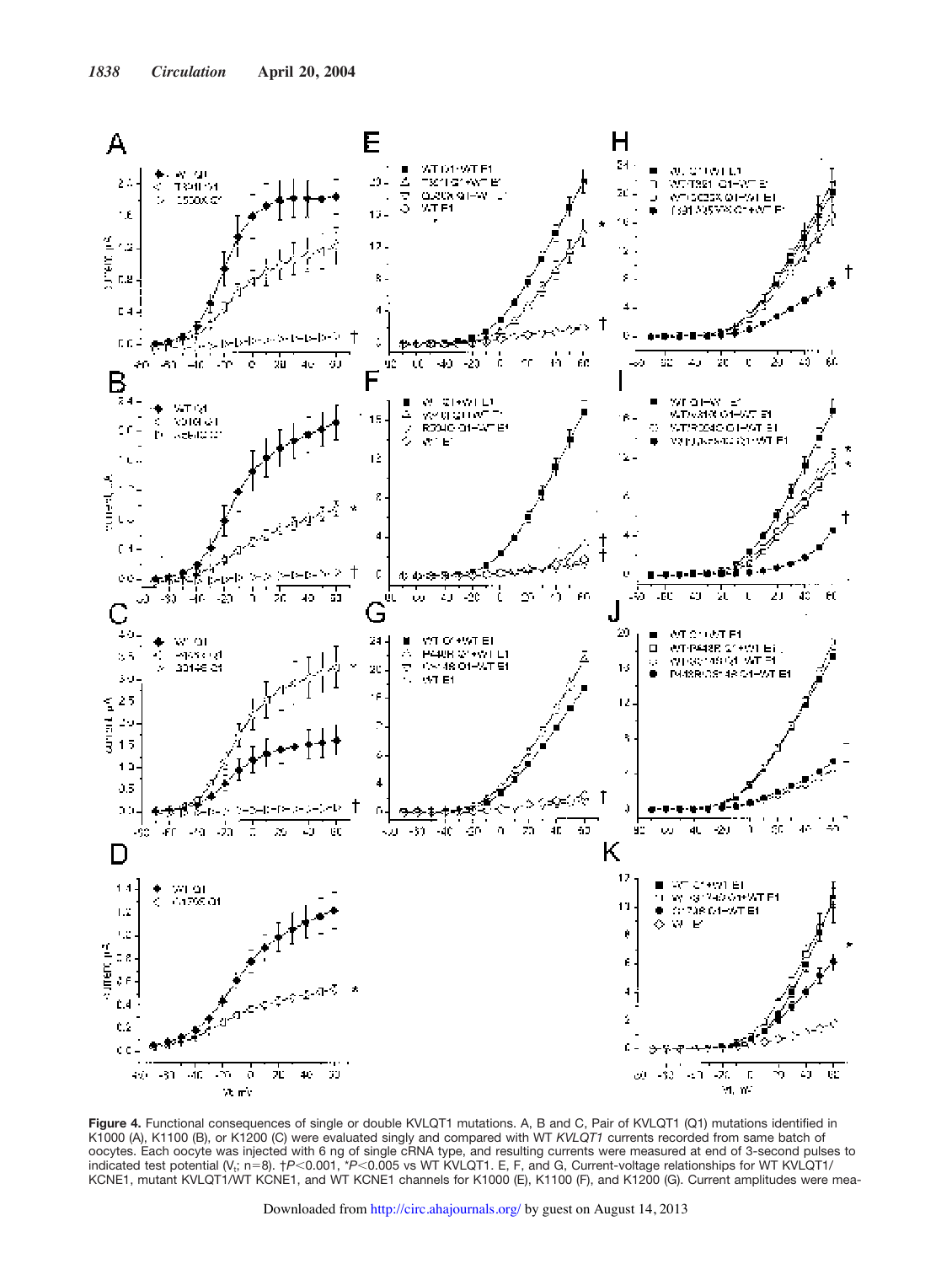**Figure 4.** Functional consequences of single or double KVLQT1 mutations. A, B and C, Pair of KVLQT1 (Q1) mutations identified in K1000 (A), K1100 (B), or K1200 (C) were evaluated singly and compared with WT *KVLQT1* currents recorded from same batch of oocytes. Each oocyte was injected with 6 ng of single cRNA type, and resulting currents were measured at end of 3-second pulses to indicated test potential ($V_t$; n=8). †$P<0.001$, *$P<0.005$ vs WT KVLQT1. E, F, and G, Current-voltage relationships for WT KVLQT1/KCNE1, mutant KVLQT1/WT KCNE1, and WT KCNE1 channels for K1000 (E), K1100 (F), and K1200 (G). Current amplitudes were mea-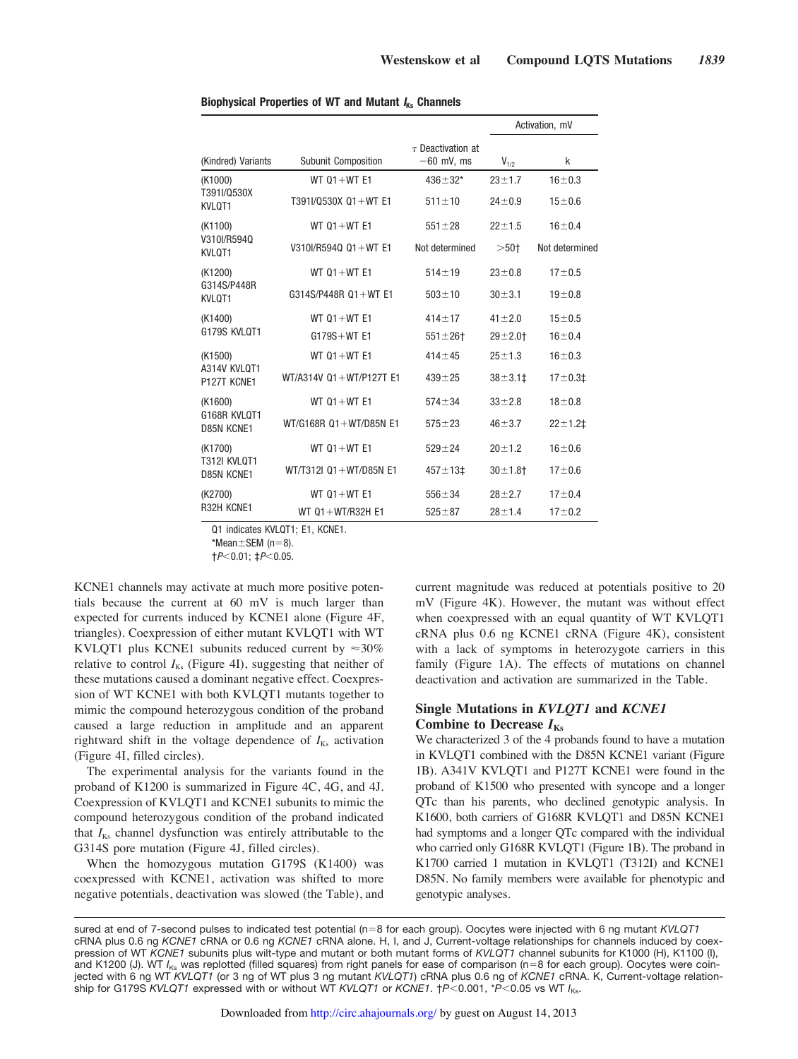**Biophysical Properties of WT and Mutant $I_{Ks}$ Channels**

| (Kindred) Variants | Subunit Composition | τ Deactivation at −60 mV, ms | Activation, mV | |
|---|---|---|---|---|
| | | | $V_{1/2}$ | k |
| (K1000) T391I/Q530X KVLQT1 | WT Q1+WT E1 | 436±32* | 23±1.7 | 16±0.3 |
| | T391I/Q530X Q1+WT E1 | 511±10 | 24±0.9 | 15±0.6 |
| (K1100) V310I/R594Q KVLQT1 | WT Q1+WT E1 | 551±28 | 22±1.5 | 16±0.4 |
| | V310I/R594Q Q1+WT E1 | Not determined | >50† | Not determined |
| (K1200) G314S/P448R KVLQT1 | WT Q1+WT E1 | 514±19 | 23±0.8 | 17±0.5 |
| | G314S/P448R Q1+WT E1 | 503±10 | 30±3.1 | 19±0.8 |
| (K1400) G179S KVLQT1 | WT Q1+WT E1 | 414±17 | 41±2.0 | 15±0.5 |
| | G179S+WT E1 | 551±26† | 29±2.0† | 16±0.4 |
| (K1500) A314V KVLQT1 P127T KCNE1 | WT Q1+WT E1 | 414±45 | 25±1.3 | 16±0.3 |
| | WT/A314V Q1+WT/P127T E1 | 439±25 | 38±3.1‡ | 17±0.3‡ |
| (K1600) G168R KVLQT1 D85N KCNE1 | WT Q1+WT E1 | 574±34 | 33±2.8 | 18±0.8 |
| | WT/G168R Q1+WT/D85N E1 | 575±23 | 46±3.7 | 22±1.2‡ |
| (K1700) T312I KVLQT1 D85N KCNE1 | WT Q1+WT E1 | 529±24 | 20±1.2 | 16±0.6 |
| | WT/T312I Q1+WT/D85N E1 | 457±13‡ | 30±1.8† | 17±0.6 |
| (K2700) R32H KCNE1 | WT Q1+WT E1 | 556±34 | 28±2.7 | 17±0.4 |
| | WT Q1+WT/R32H E1 | 525±87 | 28±1.4 | 17±0.2 |

Q1 indicates KVLQT1; E1, KCNE1.
*Mean±SEM (n=8).
†$P<0.01$; ‡$P<0.05$.

KCNE1 channels may activate at much more positive potentials because the current at 60 mV is much larger than expected for currents induced by KCNE1 alone (Figure 4F, triangles). Coexpression of either mutant KVLQT1 with WT KVLQT1 plus KCNE1 subunits reduced current by ≈30% relative to control $I_{Ks}$ (Figure 4I), suggesting that neither of these mutations caused a dominant negative effect. Coexpression of WT KCNE1 with both KVLQT1 mutants together to mimic the compound heterozygous condition of the proband caused a large reduction in amplitude and an apparent rightward shift in the voltage dependence of $I_{Ks}$ activation (Figure 4I, filled circles).

The experimental analysis for the variants found in the proband of K1200 is summarized in Figure 4C, 4G, and 4J. Coexpression of KVLQT1 and KCNE1 subunits to mimic the compound heterozygous condition of the proband indicated that $I_{Ks}$ channel dysfunction was entirely attributable to the G314S pore mutation (Figure 4J, filled circles).

When the homozygous mutation G179S (K1400) was coexpressed with KCNE1, activation was shifted to more negative potentials, deactivation was slowed (the Table), and current magnitude was reduced at potentials positive to 20 mV (Figure 4K). However, the mutant was without effect when coexpressed with an equal quantity of WT KVLQT1 cRNA plus 0.6 ng KCNE1 cRNA (Figure 4K), consistent with a lack of symptoms in heterozygote carriers in this family (Figure 1A). The effects of mutations on channel deactivation and activation are summarized in the Table.

## Single Mutations in *KVLQT1* and *KCNE1* Combine to Decrease $I_{Ks}$

We characterized 3 of the 4 probands found to have a mutation in KVLQT1 combined with the D85N KCNE1 variant (Figure 1B). A341V KVLQT1 and P127T KCNE1 were found in the proband of K1500 who presented with syncope and a longer QTc than his parents, who declined genotypic analysis. In K1600, both carriers of G168R KVLQT1 and D85N KCNE1 had symptoms and a longer QTc compared with the individual who carried only G168R KVLQT1 (Figure 1B). The proband in K1700 carried 1 mutation in KVLQT1 (T312I) and KCNE1 D85N. No family members were available for phenotypic and genotypic analyses.

sured at end of 7-second pulses to indicated test potential (n=8 for each group). Oocytes were injected with 6 ng mutant *KVLQT1* cRNA plus 0.6 ng *KCNE1* cRNA or 0.6 ng *KCNE1* cRNA alone. H, I, and J, Current-voltage relationships for channels induced by coexpression of WT *KCNE1* subunits plus wilt-type and mutant or both mutant forms of *KVLQT1* channel subunits for K1000 (H), K1100 (I), and K1200 (J). WT $I_{Ks}$ was replotted (filled squares) from right panels for ease of comparison (n=8 for each group). Oocytes were coinjected with 6 ng WT *KVLQT1* (or 3 ng of WT plus 3 ng mutant *KVLQT1*) cRNA plus 0.6 ng of *KCNE1* cRNA. K, Current-voltage relationship for G179S *KVLQT1* expressed with or without WT *KVLQT1* or *KCNE1*. †$P<0.001$, *$P<0.05$ vs WT $I_{Ks}$.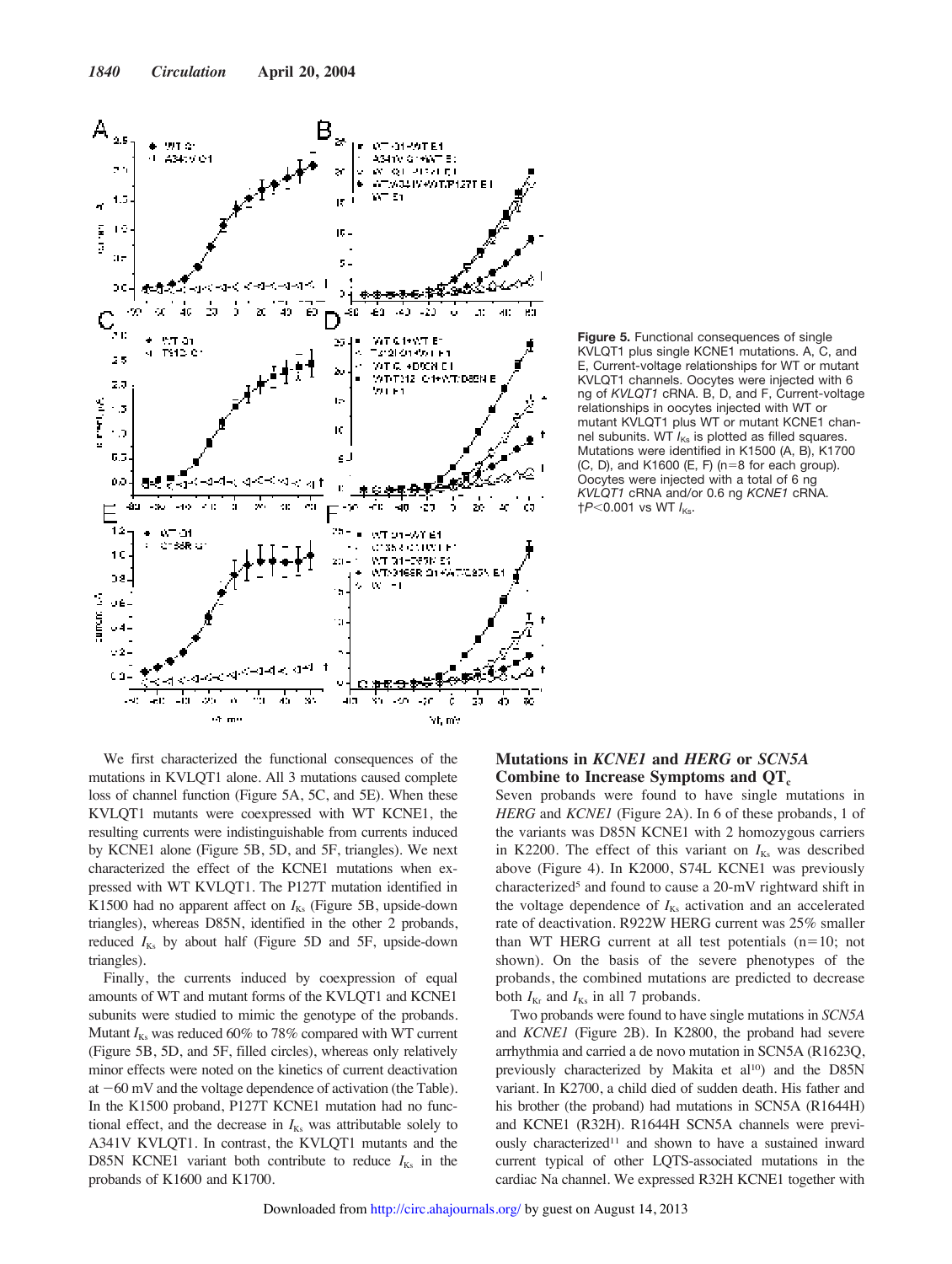**Figure 5.** Functional consequences of single KVLQT1 plus single KCNE1 mutations. A, C, and E, Current-voltage relationships for WT or mutant KVLQT1 channels. Oocytes were injected with 6 ng of *KVLQT1* cRNA. B, D, and F, Current-voltage relationships in oocytes injected with WT or mutant KVLQT1 plus WT or mutant KCNE1 channel subunits. WT $I_{Ks}$ is plotted as filled squares. Mutations were identified in K1500 (A, B), K1700 (C, D), and K1600 (E, F) (n=8 for each group). Oocytes were injected with a total of 6 ng *KVLQT1* cRNA and/or 0.6 ng *KCNE1* cRNA. †$P<0.001$ vs WT $I_{Ks}$.

We first characterized the functional consequences of the mutations in KVLQT1 alone. All 3 mutations caused complete loss of channel function (Figure 5A, 5C, and 5E). When these KVLQT1 mutants were coexpressed with WT KCNE1, the resulting currents were indistinguishable from currents induced by KCNE1 alone (Figure 5B, 5D, and 5F, triangles). We next characterized the effect of the KCNE1 mutations when expressed with WT KVLQT1. The P127T mutation identified in K1500 had no apparent affect on $I_{Ks}$ (Figure 5B, upside-down triangles), whereas D85N, identified in the other 2 probands, reduced $I_{Ks}$ by about half (Figure 5D and 5F, upside-down triangles).

Finally, the currents induced by coexpression of equal amounts of WT and mutant forms of the KVLQT1 and KCNE1 subunits were studied to mimic the genotype of the probands. Mutant $I_{Ks}$ was reduced 60% to 78% compared with WT current (Figure 5B, 5D, and 5F, filled circles), whereas only relatively minor effects were noted on the kinetics of current deactivation at −60 mV and the voltage dependence of activation (the Table). In the K1500 proband, P127T KCNE1 mutation had no functional effect, and the decrease in $I_{Ks}$ was attributable solely to A341V KVLQT1. In contrast, the KVLQT1 mutants and the D85N KCNE1 variant both contribute to reduce $I_{Ks}$ in the probands of K1600 and K1700.

## Mutations in *KCNE1* and *HERG* or *SCN5A* Combine to Increase Symptoms and $QT_c$

Seven probands were found to have single mutations in *HERG* and *KCNE1* (Figure 2A). In 6 of these probands, 1 of the variants was D85N KCNE1 with 2 homozygous carriers in K2200. The effect of this variant on $I_{Ks}$ was described above (Figure 4). In K2000, S74L KCNE1 was previously characterized[5] and found to cause a 20-mV rightward shift in the voltage dependence of $I_{Ks}$ activation and an accelerated rate of deactivation. R922W HERG current was 25% smaller than WT HERG current at all test potentials (n=10; not shown). On the basis of the severe phenotypes of the probands, the combined mutations are predicted to decrease both $I_{Kr}$ and $I_{Ks}$ in all 7 probands.

Two probands were found to have single mutations in *SCN5A* and *KCNE1* (Figure 2B). In K2800, the proband had severe arrhythmia and carried a de novo mutation in SCN5A (R1623Q, previously characterized by Makita et al[10]) and the D85N variant. In K2700, a child died of sudden death. His father and his brother (the proband) had mutations in SCN5A (R1644H) and KCNE1 (R32H). R1644H SCN5A channels were previously characterized[11] and shown to have a sustained inward current typical of other LQTS-associated mutations in the cardiac Na channel. We expressed R32H KCNE1 together with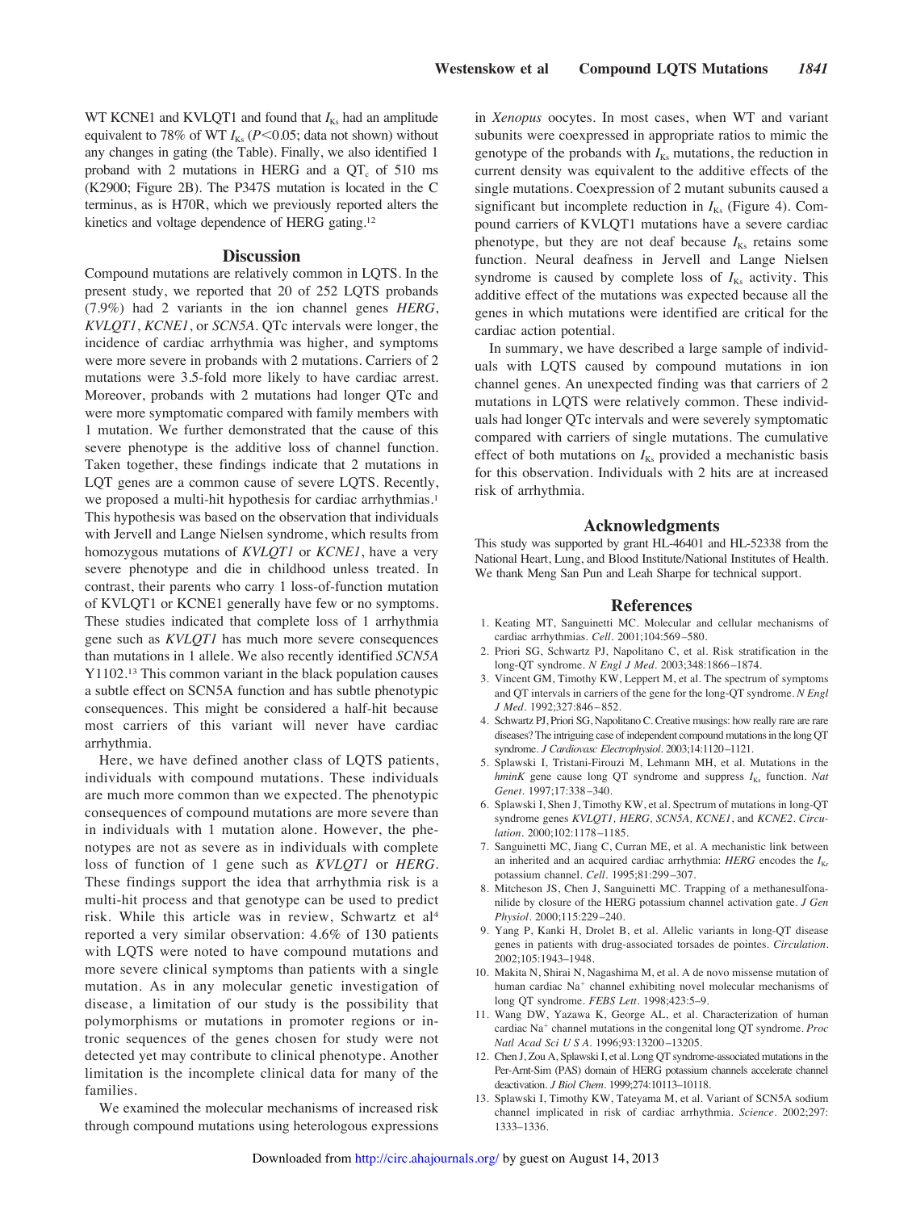WT KCNE1 and KVLQT1 and found that $I_{Ks}$ had an amplitude equivalent to 78% of WT $I_{Ks}$ ($P<0.05$; data not shown) without any changes in gating (the Table). Finally, we also identified 1 proband with 2 mutations in HERG and a $QT_c$ of 510 ms (K2900; Figure 2B). The P347S mutation is located in the C terminus, as is H70R, which we previously reported alters the kinetics and voltage dependence of HERG gating.[12]

## Discussion

Compound mutations are relatively common in LQTS. In the present study, we reported that 20 of 252 LQTS probands (7.9%) had 2 variants in the ion channel genes *HERG*, *KVLQT1*, *KCNE1*, or *SCN5A*. QTc intervals were longer, the incidence of cardiac arrhythmia was higher, and symptoms were more severe in probands with 2 mutations. Carriers of 2 mutations were 3.5-fold more likely to have cardiac arrest. Moreover, probands with 2 mutations had longer QTc and were more symptomatic compared with family members with 1 mutation. We further demonstrated that the cause of this severe phenotype is the additive loss of channel function. Taken together, these findings indicate that 2 mutations in LQT genes are a common cause of severe LQTS. Recently, we proposed a multi-hit hypothesis for cardiac arrhythmias.[1] This hypothesis was based on the observation that individuals with Jervell and Lange Nielsen syndrome, which results from homozygous mutations of *KVLQT1* or *KCNE1*, have a very severe phenotype and die in childhood unless treated. In contrast, their parents who carry 1 loss-of-function mutation of KVLQT1 or KCNE1 generally have few or no symptoms. These studies indicated that complete loss of 1 arrhythmia gene such as *KVLQT1* has much more severe consequences than mutations in 1 allele. We also recently identified *SCN5A* Y1102.[13] This common variant in the black population causes a subtle effect on SCN5A function and has subtle phenotypic consequences. This might be considered a half-hit because most carriers of this variant will never have cardiac arrhythmia.

Here, we have defined another class of LQTS patients, individuals with compound mutations. These individuals are much more common than we expected. The phenotypic consequences of compound mutations are more severe than in individuals with 1 mutation alone. However, the phenotypes are not as severe as in individuals with complete loss of function of 1 gene such as *KVLQT1* or *HERG*. These findings support the idea that arrhythmia risk is a multi-hit process and that genotype can be used to predict risk. While this article was in review, Schwartz et al[4] reported a very similar observation: 4.6% of 130 patients with LQTS were noted to have compound mutations and more severe clinical symptoms than patients with a single mutation. As in any molecular genetic investigation of disease, a limitation of our study is the possibility that polymorphisms or mutations in promoter regions or intronic sequences of the genes chosen for study were not detected yet may contribute to clinical phenotype. Another limitation is the incomplete clinical data for many of the families.

We examined the molecular mechanisms of increased risk through compound mutations using heterologous expressions in *Xenopus* oocytes. In most cases, when WT and variant subunits were coexpressed in appropriate ratios to mimic the genotype of the probands with $I_{Ks}$ mutations, the reduction in current density was equivalent to the additive effects of the single mutations. Coexpression of 2 mutant subunits caused a significant but incomplete reduction in $I_{Ks}$ (Figure 4). Compound carriers of KVLQT1 mutations have a severe cardiac phenotype, but they are not deaf because $I_{Ks}$ retains some function. Neural deafness in Jervell and Lange Nielsen syndrome is caused by complete loss of $I_{Ks}$ activity. This additive effect of the mutations was expected because all the genes in which mutations were identified are critical for the cardiac action potential.

In summary, we have described a large sample of individuals with LQTS caused by compound mutations in ion channel genes. An unexpected finding was that carriers of 2 mutations in LQTS were relatively common. These individuals had longer QTc intervals and were severely symptomatic compared with carriers of single mutations. The cumulative effect of both mutations on $I_{Ks}$ provided a mechanistic basis for this observation. Individuals with 2 hits are at increased risk of arrhythmia.

## Acknowledgments

This study was supported by grant HL-46401 and HL-52338 from the National Heart, Lung, and Blood Institute/National Institutes of Health. We thank Meng San Pun and Leah Sharpe for technical support.

## References

1. Keating MT, Sanguinetti MC. Molecular and cellular mechanisms of cardiac arrhythmias. *Cell*. 2001;104:569–580.
2. Priori SG, Schwartz PJ, Napolitano C, et al. Risk stratification in the long-QT syndrome. *N Engl J Med*. 2003;348:1866–1874.
3. Vincent GM, Timothy KW, Leppert M, et al. The spectrum of symptoms and QT intervals in carriers of the gene for the long-QT syndrome. *N Engl J Med*. 1992;327:846–852.
4. Schwartz PJ, Priori SG, Napolitano C. Creative musings: how really rare are rare diseases? The intriguing case of independent compound mutations in the long QT syndrome. *J Cardiovasc Electrophysiol*. 2003;14:1120–1121.
5. Splawski I, Tristani-Firouzi M, Lehmann MH, et al. Mutations in the *hminK* gene cause long QT syndrome and suppress $I_{Ks}$ function. *Nat Genet*. 1997;17:338–340.
6. Splawski I, Shen J, Timothy KW, et al. Spectrum of mutations in long-QT syndrome genes *KVLQT1, HERG, SCN5A, KCNE1*, and *KCNE2*. *Circulation*. 2000;102:1178–1185.
7. Sanguinetti MC, Jiang C, Curran ME, et al. A mechanistic link between an inherited and an acquired cardiac arrhythmia: *HERG* encodes the $I_{Kr}$ potassium channel. *Cell*. 1995;81:299–307.
8. Mitcheson JS, Chen J, Sanguinetti MC. Trapping of a methanesulfonanilide by closure of the HERG potassium channel activation gate. *J Gen Physiol*. 2000;115:229–240.
9. Yang P, Kanki H, Drolet B, et al. Allelic variants in long-QT disease genes in patients with drug-associated torsades de pointes. *Circulation*. 2002;105:1943–1948.
10. Makita N, Shirai N, Nagashima M, et al. A de novo missense mutation of human cardiac $Na^+$ channel exhibiting novel molecular mechanisms of long QT syndrome. *FEBS Lett*. 1998;423:5–9.
11. Wang DW, Yazawa K, George AL, et al. Characterization of human cardiac $Na^+$ channel mutations in the congenital long QT syndrome. *Proc Natl Acad Sci U S A*. 1996;93:13200–13205.
12. Chen J, Zou A, Splawski I, et al. Long QT syndrome-associated mutations in the Per-Arnt-Sim (PAS) domain of HERG potassium channels accelerate channel deactivation. *J Biol Chem*. 1999;274:10113–10118.
13. Splawski I, Timothy KW, Tateyama M, et al. Variant of SCN5A sodium channel implicated in risk of cardiac arrhythmia. *Science*. 2002;297:1333–1336.